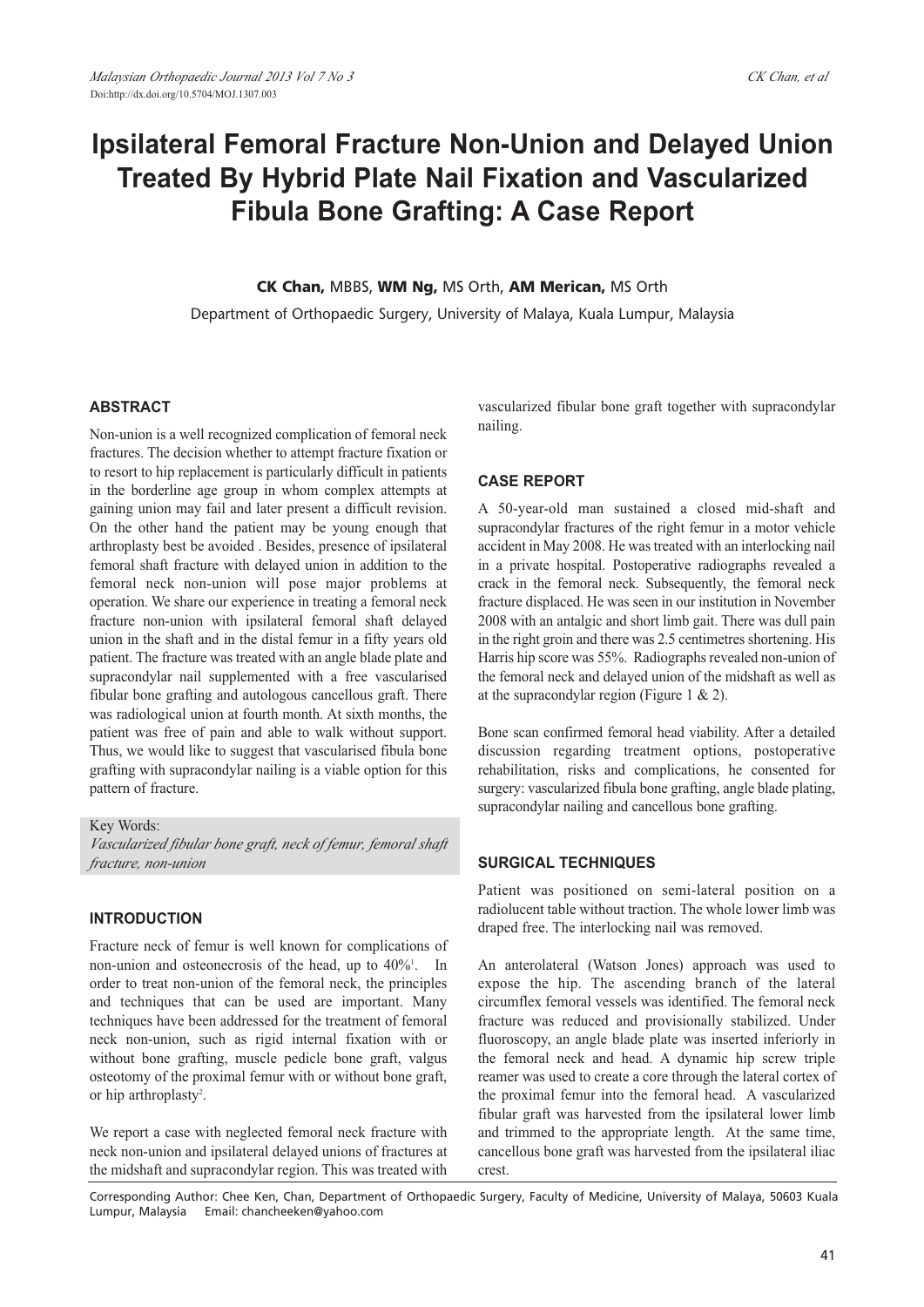# Ipsilateral Femoral Fracture Non-Union and Delayed Union Treated By Hybrid Plate Nail Fixation and Vascularized Fibula Bone Grafting: A Case Report

**CK Chan,** MBBS, **WM Ng,** MS Orth, **AM Merican,** MS Orth

Department of Orthopaedic Surgery, University of Malaya, Kuala Lumpur, Malaysia

## ABSTRACT

Non-union is a well recognized complication of femoral neck fractures. The decision whether to attempt fracture fixation or to resort to hip replacement is particularly difficult in patients in the borderline age group in whom complex attempts at gaining union may fail and later present a difficult revision. On the other hand the patient may be young enough that arthroplasty best be avoided . Besides, presence of ipsilateral femoral shaft fracture with delayed union in addition to the femoral neck non-union will pose major problems at operation. We share our experience in treating a femoral neck fracture non-union with ipsilateral femoral shaft delayed union in the shaft and in the distal femur in a fifty years old patient. The fracture was treated with an angle blade plate and supracondylar nail supplemented with a free vascularised fibular bone grafting and autologous cancellous graft. There was radiological union at fourth month. At sixth months, the patient was free of pain and able to walk without support. Thus, we would like to suggest that vascularised fibula bone grafting with supracondylar nailing is a viable option for this pattern of fracture.

Key Words:
*Vascularized fibular bone graft, neck of femur, femoral shaft fracture, non-union*

## INTRODUCTION

Fracture neck of femur is well known for complications of non-union and osteonecrosis of the head, up to 40%[1]. In order to treat non-union of the femoral neck, the principles and techniques that can be used are important. Many techniques have been addressed for the treatment of femoral neck non-union, such as rigid internal fixation with or without bone grafting, muscle pedicle bone graft, valgus osteotomy of the proximal femur with or without bone graft, or hip arthroplasty[2].

We report a case with neglected femoral neck fracture with neck non-union and ipsilateral delayed unions of fractures at the midshaft and supracondylar region. This was treated with vascularized fibular bone graft together with supracondylar nailing.

## CASE REPORT

A 50-year-old man sustained a closed mid-shaft and supracondylar fractures of the right femur in a motor vehicle accident in May 2008. He was treated with an interlocking nail in a private hospital. Postoperative radiographs revealed a crack in the femoral neck. Subsequently, the femoral neck fracture displaced. He was seen in our institution in November 2008 with an antalgic and short limb gait. There was dull pain in the right groin and there was 2.5 centimetres shortening. His Harris hip score was 55%. Radiographs revealed non-union of the femoral neck and delayed union of the midshaft as well as at the supracondylar region (Figure 1 & 2).

Bone scan confirmed femoral head viability. After a detailed discussion regarding treatment options, postoperative rehabilitation, risks and complications, he consented for surgery: vascularized fibula bone grafting, angle blade plating, supracondylar nailing and cancellous bone grafting.

## SURGICAL TECHNIQUES

Patient was positioned on semi-lateral position on a radiolucent table without traction. The whole lower limb was draped free. The interlocking nail was removed.

An anterolateral (Watson Jones) approach was used to expose the hip. The ascending branch of the lateral circumflex femoral vessels was identified. The femoral neck fracture was reduced and provisionally stabilized. Under fluoroscopy, an angle blade plate was inserted inferiorly in the femoral neck and head. A dynamic hip screw triple reamer was used to create a core through the lateral cortex of the proximal femur into the femoral head. A vascularized fibular graft was harvested from the ipsilateral lower limb and trimmed to the appropriate length. At the same time, cancellous bone graft was harvested from the ipsilateral iliac crest.

Corresponding Author: Chee Ken, Chan, Department of Orthopaedic Surgery, Faculty of Medicine, University of Malaya, 50603 Kuala Lumpur, Malaysia Email: chancheeken@yahoo.com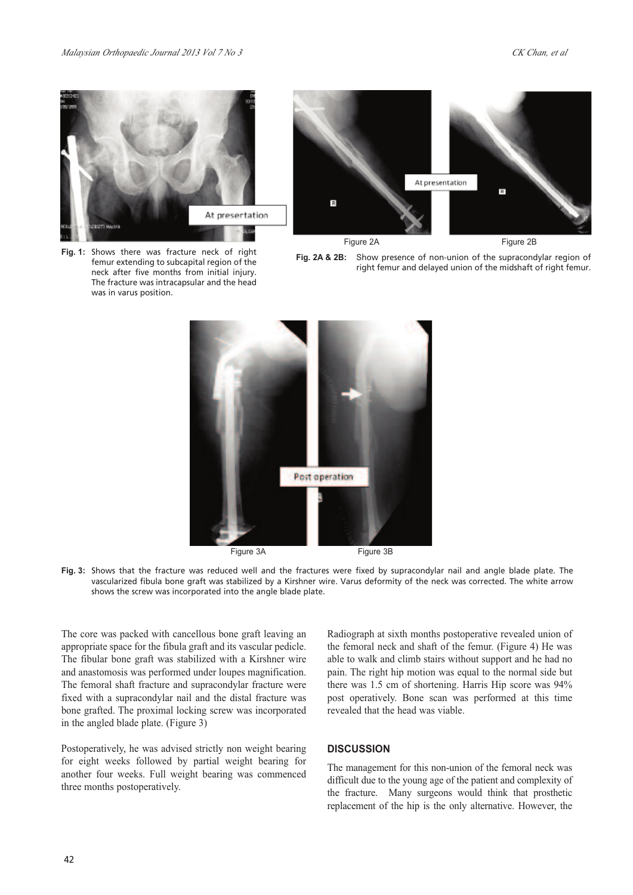**Fig. 1:** Shows there was fracture neck of right femur extending to subcapital region of the neck after five months from initial injury. The fracture was intracapsular and the head was in varus position.

**Fig. 2A & 2B:** Show presence of non-union of the supracondylar region of right femur and delayed union of the midshaft of right femur.

**Fig. 3:** Shows that the fracture was reduced well and the fractures were fixed by supracondylar nail and angle blade plate. The vascularized fibula bone graft was stabilized by a Kirshner wire. Varus deformity of the neck was corrected. The white arrow shows the screw was incorporated into the angle blade plate.

The core was packed with cancellous bone graft leaving an appropriate space for the fibula graft and its vascular pedicle. The fibular bone graft was stabilized with a Kirshner wire and anastomosis was performed under loupes magnification. The femoral shaft fracture and supracondylar fracture were fixed with a supracondylar nail and the distal fracture was bone grafted. The proximal locking screw was incorporated in the angled blade plate. (Figure 3)

Postoperatively, he was advised strictly non weight bearing for eight weeks followed by partial weight bearing for another four weeks. Full weight bearing was commenced three months postoperatively.

Radiograph at sixth months postoperative revealed union of the femoral neck and shaft of the femur. (Figure 4) He was able to walk and climb stairs without support and he had no pain. The right hip motion was equal to the normal side but there was 1.5 cm of shortening. Harris Hip score was 94% post operatively. Bone scan was performed at this time revealed that the head was viable.

## DISCUSSION

The management for this non-union of the femoral neck was difficult due to the young age of the patient and complexity of the fracture. Many surgeons would think that prosthetic replacement of the hip is the only alternative. However, the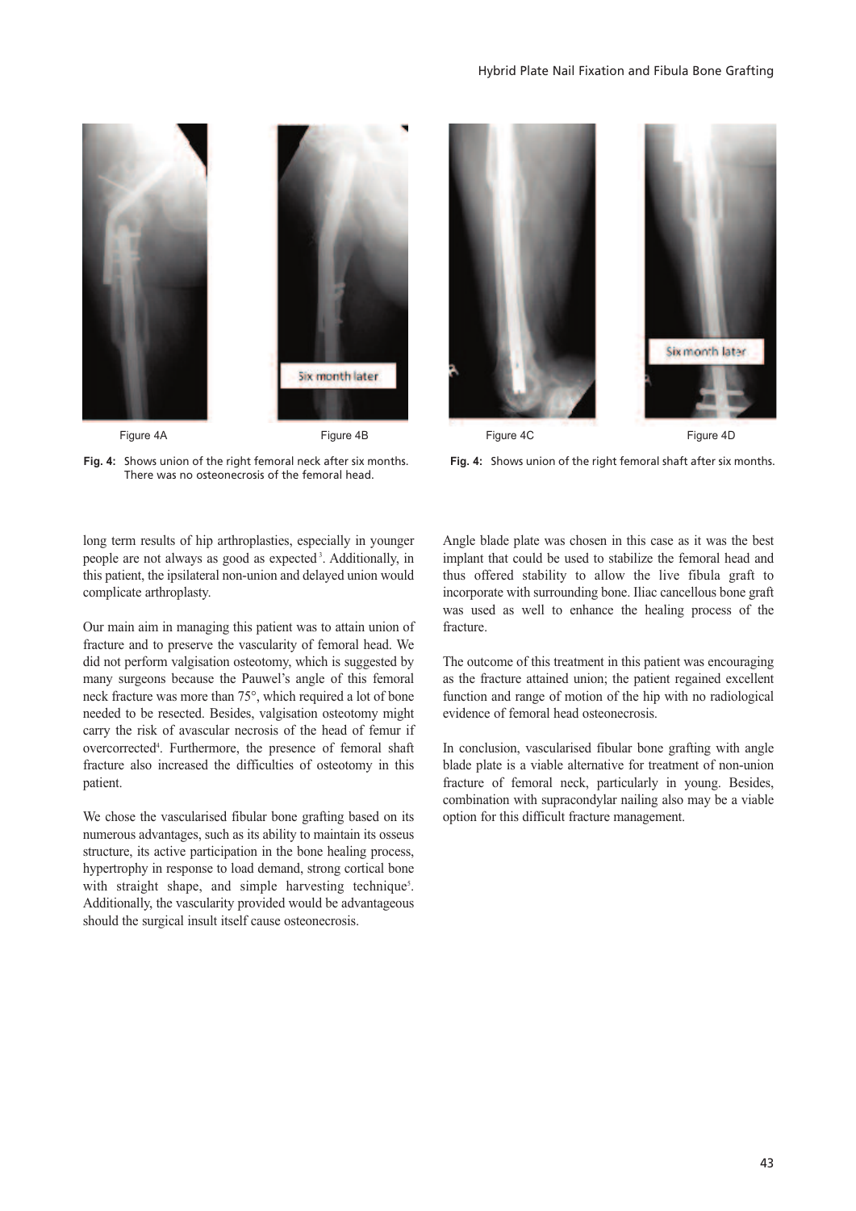Figure 4A

Figure 4B

**Fig. 4:** Shows union of the right femoral neck after six months. There was no osteonecrosis of the femoral head.

Figure 4C

Figure 4D

**Fig. 4:** Shows union of the right femoral shaft after six months.

long term results of hip arthroplasties, especially in younger people are not always as good as expected[3]. Additionally, in this patient, the ipsilateral non-union and delayed union would complicate arthroplasty.

Our main aim in managing this patient was to attain union of fracture and to preserve the vascularity of femoral head. We did not perform valgisation osteotomy, which is suggested by many surgeons because the Pauwel's angle of this femoral neck fracture was more than 75°, which required a lot of bone needed to be resected. Besides, valgisation osteotomy might carry the risk of avascular necrosis of the head of femur if overcorrected[4]. Furthermore, the presence of femoral shaft fracture also increased the difficulties of osteotomy in this patient.

We chose the vascularised fibular bone grafting based on its numerous advantages, such as its ability to maintain its osseus structure, its active participation in the bone healing process, hypertrophy in response to load demand, strong cortical bone with straight shape, and simple harvesting technique[5]. Additionally, the vascularity provided would be advantageous should the surgical insult itself cause osteonecrosis.

Angle blade plate was chosen in this case as it was the best implant that could be used to stabilize the femoral head and thus offered stability to allow the live fibula graft to incorporate with surrounding bone. Iliac cancellous bone graft was used as well to enhance the healing process of the fracture.

The outcome of this treatment in this patient was encouraging as the fracture attained union; the patient regained excellent function and range of motion of the hip with no radiological evidence of femoral head osteonecrosis.

In conclusion, vascularised fibular bone grafting with angle blade plate is a viable alternative for treatment of non-union fracture of femoral neck, particularly in young. Besides, combination with supracondylar nailing also may be a viable option for this difficult fracture management.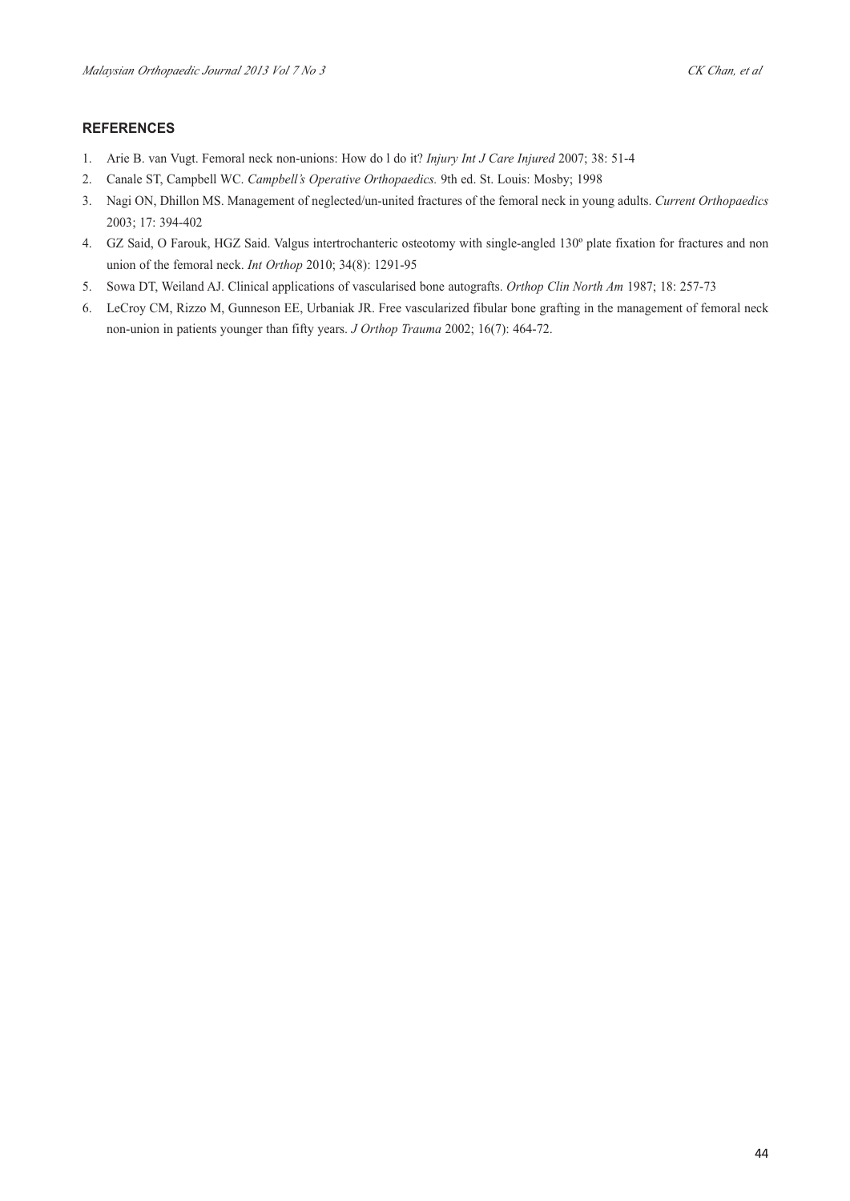## REFERENCES

1. Arie B. van Vugt. Femoral neck non-unions: How do l do it? *Injury Int J Care Injured* 2007; 38: 51-4
2. Canale ST, Campbell WC. *Campbell's Operative Orthopaedics.* 9th ed. St. Louis: Mosby; 1998
3. Nagi ON, Dhillon MS. Management of neglected/un-united fractures of the femoral neck in young adults. *Current Orthopaedics* 2003; 17: 394-402
4. GZ Said, O Farouk, HGZ Said. Valgus intertrochanteric osteotomy with single-angled 130º plate fixation for fractures and non union of the femoral neck. *Int Orthop* 2010; 34(8): 1291-95
5. Sowa DT, Weiland AJ. Clinical applications of vascularised bone autografts. *Orthop Clin North Am* 1987; 18: 257-73
6. LeCroy CM, Rizzo M, Gunneson EE, Urbaniak JR. Free vascularized fibular bone grafting in the management of femoral neck non-union in patients younger than fifty years. *J Orthop Trauma* 2002; 16(7): 464-72.